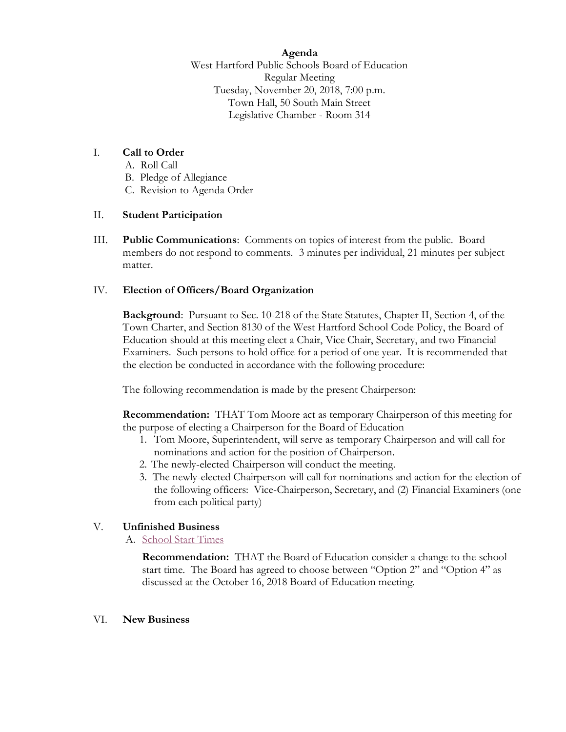**Agenda**

West Hartford Public Schools Board of Education
Regular Meeting
Tuesday, November 20, 2018, 7:00 p.m.
Town Hall, 50 South Main Street
Legislative Chamber - Room 314

I. **Call to Order**
   A. Roll Call
   B. Pledge of Allegiance
   C. Revision to Agenda Order

II. **Student Participation**

III. **Public Communications**: Comments on topics of interest from the public. Board members do not respond to comments. 3 minutes per individual, 21 minutes per subject matter.

IV. **Election of Officers/Board Organization**

**Background**: Pursuant to Sec. 10-218 of the State Statutes, Chapter II, Section 4, of the Town Charter, and Section 8130 of the West Hartford School Code Policy, the Board of Education should at this meeting elect a Chair, Vice Chair, Secretary, and two Financial Examiners. Such persons to hold office for a period of one year. It is recommended that the election be conducted in accordance with the following procedure:

The following recommendation is made by the present Chairperson:

**Recommendation:** THAT Tom Moore act as temporary Chairperson of this meeting for the purpose of electing a Chairperson for the Board of Education

1. Tom Moore, Superintendent, will serve as temporary Chairperson and will call for nominations and action for the position of Chairperson.
2. The newly-elected Chairperson will conduct the meeting.
3. The newly-elected Chairperson will call for nominations and action for the election of the following officers: Vice-Chairperson, Secretary, and (2) Financial Examiners (one from each political party)

V. **Unfinished Business**
   A. School Start Times

**Recommendation:** THAT the Board of Education consider a change to the school start time. The Board has agreed to choose between "Option 2" and "Option 4" as discussed at the October 16, 2018 Board of Education meeting.

VI. **New Business**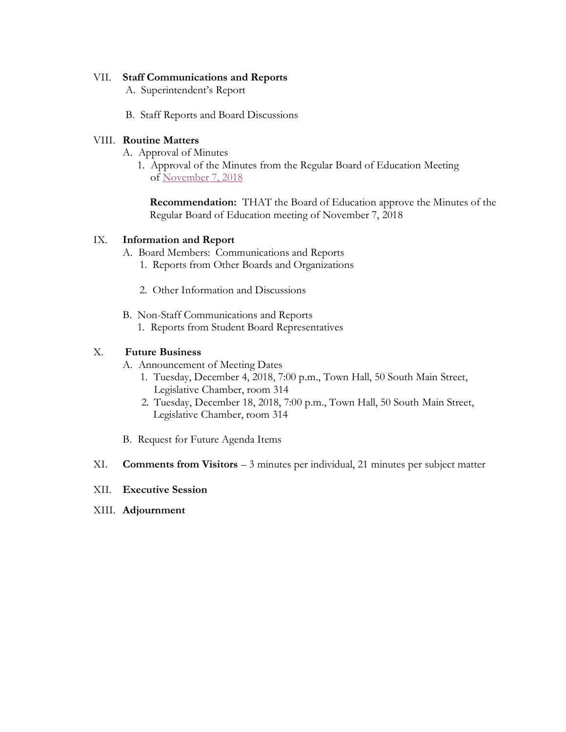VII. **Staff Communications and Reports**

A. Superintendent's Report

B. Staff Reports and Board Discussions

VIII. **Routine Matters**

A. Approval of Minutes

1. Approval of the Minutes from the Regular Board of Education Meeting of November 7, 2018

**Recommendation:** THAT the Board of Education approve the Minutes of the Regular Board of Education meeting of November 7, 2018

IX. **Information and Report**

A. Board Members: Communications and Reports

1. Reports from Other Boards and Organizations

2. Other Information and Discussions

B. Non-Staff Communications and Reports

1. Reports from Student Board Representatives

X. **Future Business**

A. Announcement of Meeting Dates

1. Tuesday, December 4, 2018, 7:00 p.m., Town Hall, 50 South Main Street, Legislative Chamber, room 314
2. Tuesday, December 18, 2018, 7:00 p.m., Town Hall, 50 South Main Street, Legislative Chamber, room 314

B. Request for Future Agenda Items

XI. **Comments from Visitors** – 3 minutes per individual, 21 minutes per subject matter

XII. **Executive Session**

XIII. **Adjournment**